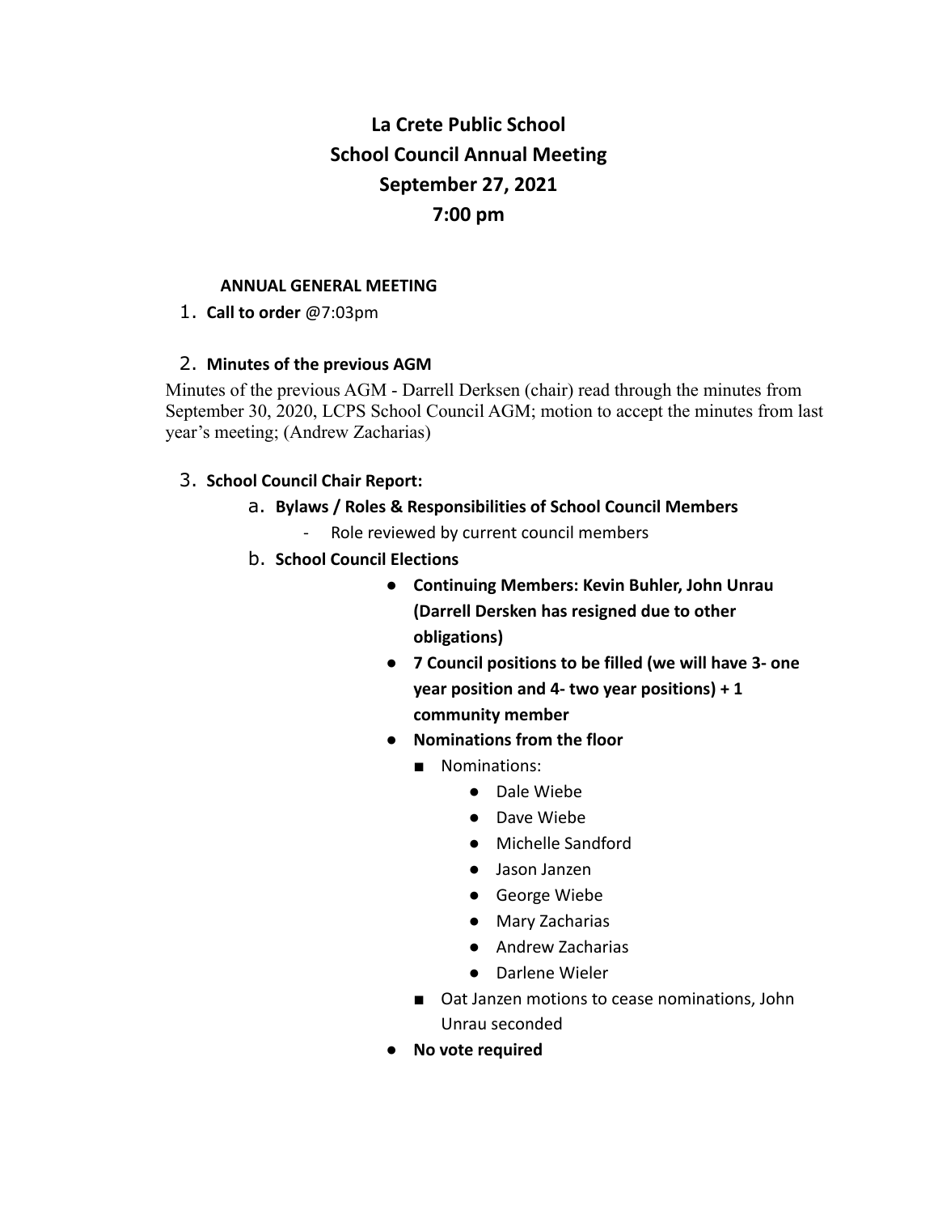# La Crete Public School
# School Council Annual Meeting
# September 27, 2021
# 7:00 pm

**ANNUAL GENERAL MEETING**

1. **Call to order** @7:03pm

2. **Minutes of the previous AGM**

Minutes of the previous AGM - Darrell Derksen (chair) read through the minutes from September 30, 2020, LCPS School Council AGM; motion to accept the minutes from last year's meeting; (Andrew Zacharias)

3. **School Council Chair Report:**
   a. **Bylaws / Roles & Responsibilities of School Council Members**
      - Role reviewed by current council members
   b. **School Council Elections**
      - **Continuing Members: Kevin Buhler, John Unrau (Darrell Dersken has resigned due to other obligations)**
      - **7 Council positions to be filled (we will have 3- one year position and 4- two year positions) + 1 community member**
      - **Nominations from the floor**
        - Nominations:
          - Dale Wiebe
          - Dave Wiebe
          - Michelle Sandford
          - Jason Janzen
          - George Wiebe
          - Mary Zacharias
          - Andrew Zacharias
          - Darlene Wieler
        - Oat Janzen motions to cease nominations, John Unrau seconded
      - **No vote required**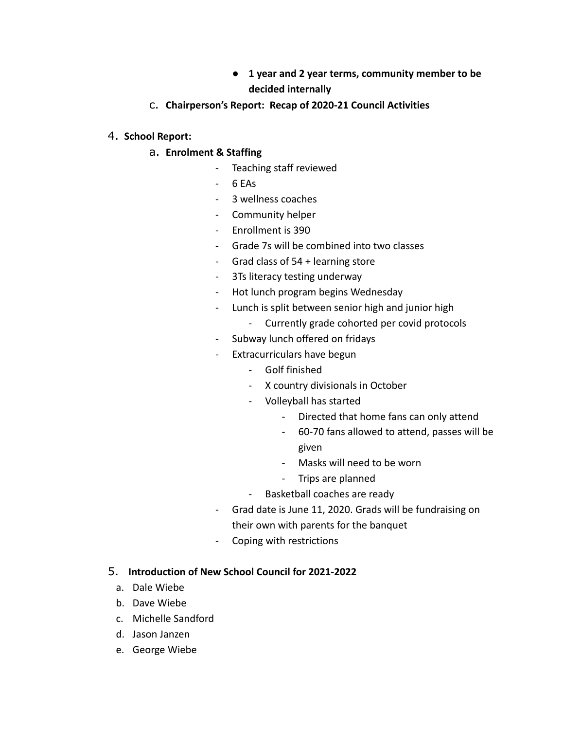- **1 year and 2 year terms, community member to be decided internally**

c. **Chairperson's Report: Recap of 2020-21 Council Activities**

4. **School Report:**

   a. **Enrolment & Staffing**

      - Teaching staff reviewed
      - 6 EAs
      - 3 wellness coaches
      - Community helper
      - Enrollment is 390
      - Grade 7s will be combined into two classes
      - Grad class of 54 + learning store
      - 3Ts literacy testing underway
      - Hot lunch program begins Wednesday
      - Lunch is split between senior high and junior high
        - Currently grade cohorted per covid protocols
      - Subway lunch offered on fridays
      - Extracurriculars have begun
        - Golf finished
        - X country divisionals in October
        - Volleyball has started
          - Directed that home fans can only attend
          - 60-70 fans allowed to attend, passes will be given
          - Masks will need to be worn
          - Trips are planned
        - Basketball coaches are ready
      - Grad date is June 11, 2020. Grads will be fundraising on their own with parents for the banquet
      - Coping with restrictions

5. **Introduction of New School Council for 2021-2022**

   a. Dale Wiebe
   b. Dave Wiebe
   c. Michelle Sandford
   d. Jason Janzen
   e. George Wiebe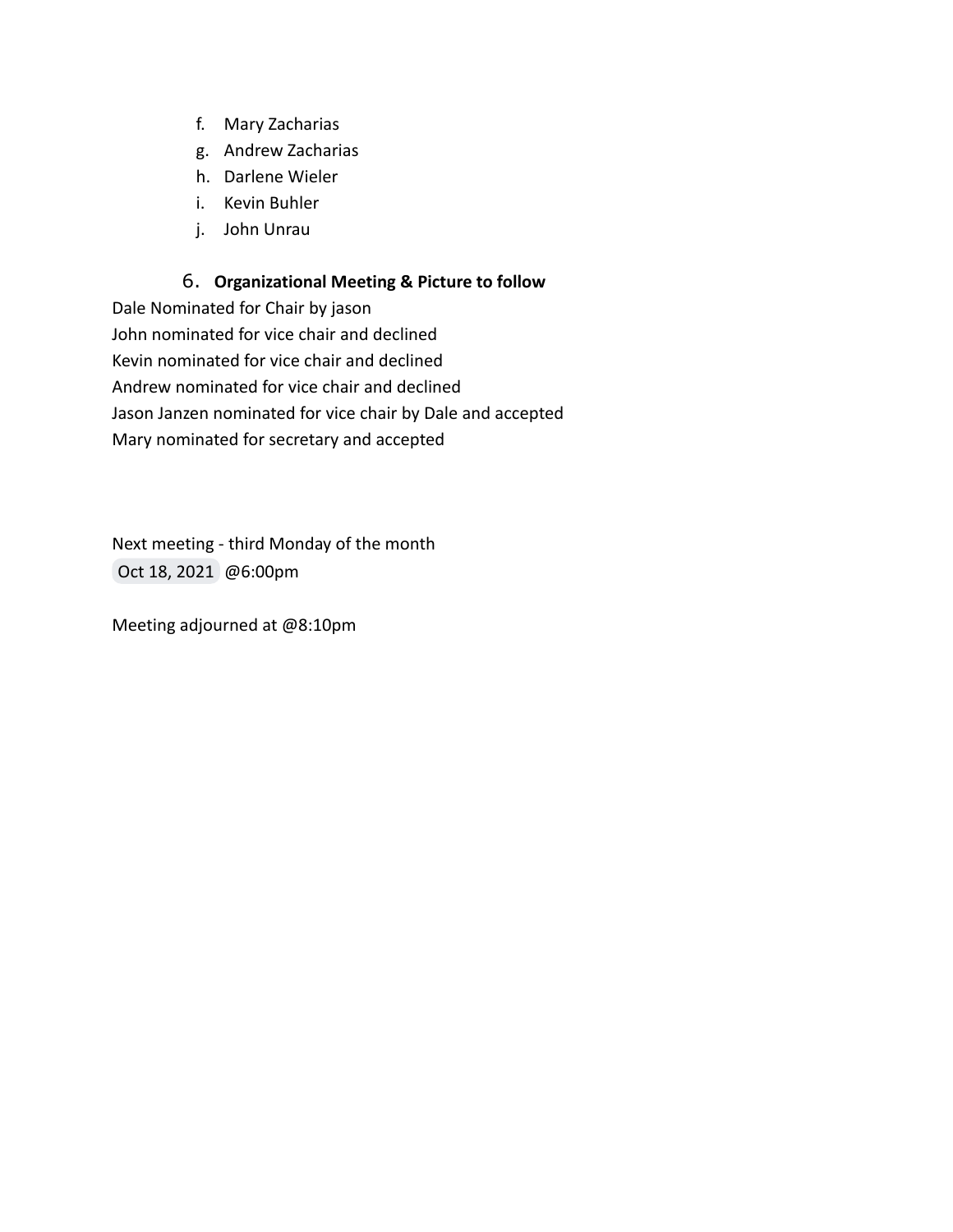f. Mary Zacharias
g. Andrew Zacharias
h. Darlene Wieler
i. Kevin Buhler
j. John Unrau

6. **Organizational Meeting & Picture to follow**

Dale Nominated for Chair by jason
John nominated for vice chair and declined
Kevin nominated for vice chair and declined
Andrew nominated for vice chair and declined
Jason Janzen nominated for vice chair by Dale and accepted
Mary nominated for secretary and accepted

Next meeting - third Monday of the month
Oct 18, 2021 @6:00pm

Meeting adjourned at @8:10pm